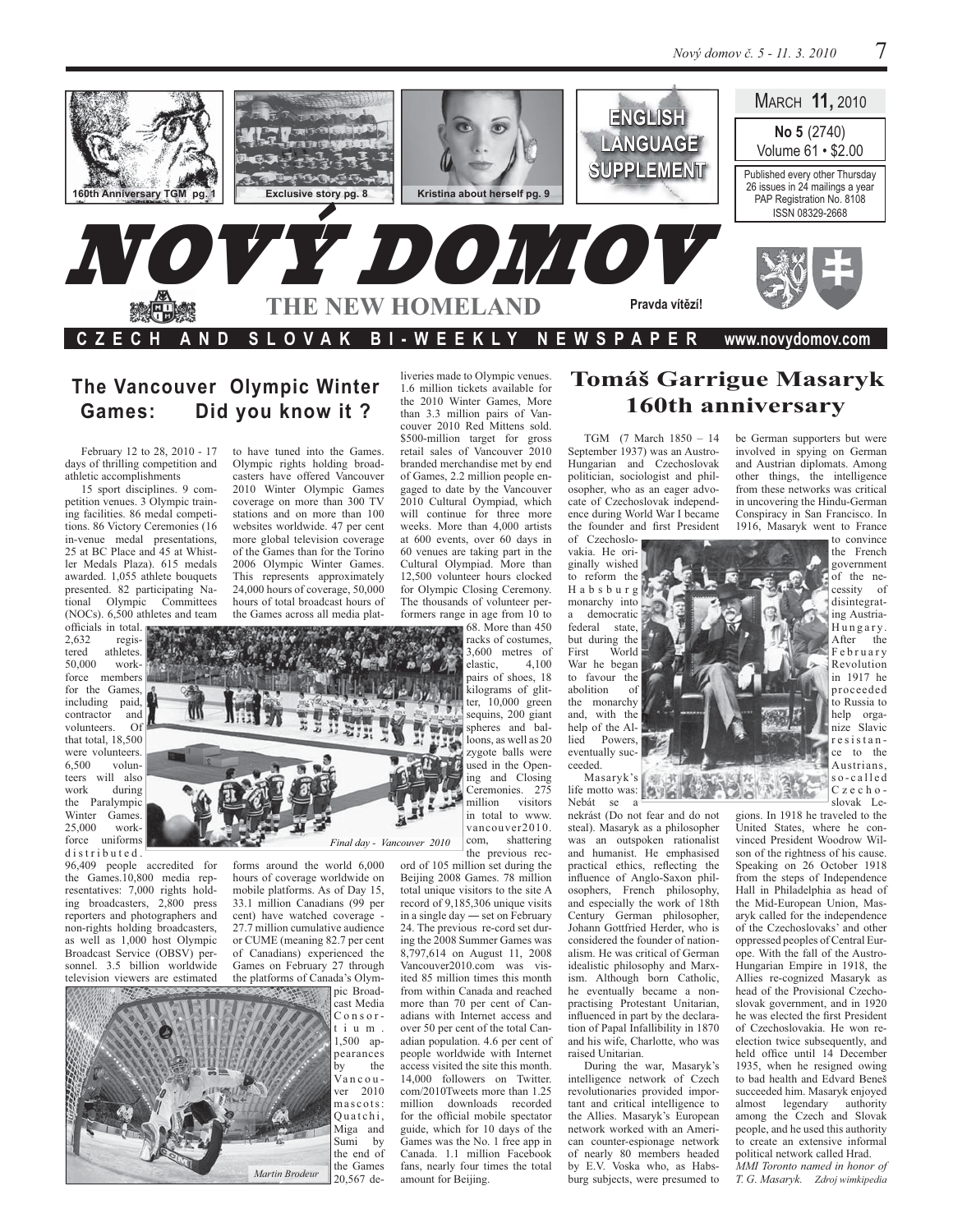MARCH **11,** 2010

**No 5** (2740)
Volume 61 • $2.00

Published every other Thursday
26 issues in 24 mailings a year
PAP Registration No. 8108
ISSN 08329-2668

160th Anniversary TGM pg. 1

Exclusive story pg. 8

Kristina about herself pg. 9

ENGLISH LANGUAGE SUPPLEMENT

# NOVÝ DOMOV

## THE NEW HOMELAND

Pravda vítězí!

CZECH AND SLOVAK BI-WEEKLY NEWSPAPER www.novydomov.com

## The Vancouver Olympic Winter Games: Did you know it ?

February 12 to 28, 2010 - 17 days of thrilling competition and athletic accomplishments

15 sport disciplines. 9 competition venues. 3 Olympic training facilities. 86 medal competitions. 86 Victory Ceremonies (16 in-venue medal presentations, 25 at BC Place and 45 at Whistler Medals Plaza). 615 medals awarded. 1,055 athlete bouquets presented. 82 participating National Olympic Committees (NOCs). 6,500 athletes and team officials in total. 2,632 registered athletes. 50,000 workforce members for the Games, including paid, contractor and volunteers. Of that total, 18,500 were volunteers. 6,500 volunteers will also work during the Paralympic Winter Games. 25,000 workforce uniforms distributed. 96,409 people accredited for the Games.10,800 media representatives: 7,000 rights holding broadcasters, 2,800 press reporters and photographers and non-rights holding broadcasters, as well as 1,000 host Olympic Broadcast Service (OBSV) personnel. 3.5 billion worldwide television viewers are estimated to have tuned into the Games. Olympic rights holding broadcasters have offered Vancouver 2010 Winter Olympic Games coverage on more than 300 TV stations and on more than 100 websites worldwide. 47 per cent more global television coverage of the Games than for the Torino 2006 Olympic Winter Games. This represents approximately 24,000 hours of coverage, 50,000 hours of total broadcast hours of the Games across all media platforms around the world 6,000 hours of coverage worldwide on mobile platforms. As of Day 15, 33.1 million Canadians (99 per cent) have watched coverage - 27.7 million cumulative audience or CUME (meaning 82.7 per cent of Canadians) experienced the Games on February 27 through the platforms of Canada's Olympic Broadcast Media Consortium. 1,500 appearances by the Vancouver 2010 mascots: Quatchi, Miga and Sumi by the end of the Games 20,567 deliveries made to Olympic venues. 1.6 million tickets available for the 2010 Winter Games, More than 3.3 million pairs of Vancouver 2010 Red Mittens sold. $500-million target for gross retail sales of Vancouver 2010 branded merchandise met by end of Games, 2.2 million people engaged to date by the Vancouver 2010 Cultural Oympiad, which will continue for three more weeks. More than 4,000 artists at 600 events, over 60 days in 60 venues are taking part in the Cultural Olympiad. More than 12,500 volunteer hours clocked for Olympic Closing Ceremony. The thousands of volunteer performers range in age from 10 to 68. More than 450 racks of costumes, 3,600 metres of elastic, 4,100 pairs of shoes, 18 kilograms of glitter, 10,000 green sequins, 200 giant spheres and balloons, as well as 20 zygote balls were used in the Opening and Closing Ceremonies. 275 million visitors in total to www.vancouver2010.com, shattering the previous record of 105 million set during the Beijing 2008 Games. 78 million total unique visitors to the site A record of 9,185,306 unique visits in a single day — set on February 24. The previous re-cord set during the 2008 Summer Games was 8,797,614 on August 11, 2008 Vancouver2010.com was visited 85 million times this month from within Canada and reached more than 70 per cent of Canadians with Internet access and over 50 per cent of the total Canadian population. 4.6 per cent of people worldwide with Internet access visited the site this month. 14,000 followers on Twitter.com/2010Tweets more than 1.25 million downloads recorded for the official mobile spectator guide, which for 10 days of the Games was the No. 1 free app in Canada. 1.1 million Facebook fans, nearly four times the total amount for Beijing.

*Final day - Vancouver 2010*

*Martin Brodeur*

## Tomáš Garrigue Masaryk 160th anniversary

TGM (7 March 1850 – 14 September 1937) was an Austro-Hungarian and Czechoslovak politician, sociologist and philosopher, who as an eager advocate of Czechoslovak independence during World War I became the founder and first President of Czechoslovakia. He originally wished to reform the Habsburg monarchy into a democratic federal state, but during the First World War he began to favour the abolition of the monarchy and, with the help of the Allied Powers, eventually succeeded.

Masaryk's life motto was: Nebát se a nekrást (Do not fear and do not steal). Masaryk as a philosopher was an outspoken rationalist and humanist. He emphasised practical ethics, reflecting the influence of Anglo-Saxon philosophers, French philosophy, and especially the work of 18th Century German philosopher, Johann Gottfried Herder, who is considered the founder of nationalism. He was critical of German idealistic philosophy and Marxism. Although born Catholic, he eventually became a non-practising Protestant Unitarian, influenced in part by the declaration of Papal Infallibility in 1870 and his wife, Charlotte, who was raised Unitarian.

During the war, Masaryk's intelligence network of Czech revolutionaries provided important and critical intelligence to the Allies. Masaryk's European network worked with an American counter-espionage network of nearly 80 members headed by E.V. Voska who, as Habsburg subjects, were presumed to be German supporters but were involved in spying on German and Austrian diplomats. Among other things, the intelligence from these networks was critical in uncovering the Hindu-German Conspiracy in San Francisco. In 1916, Masaryk went to France to convince the French government of the necessity of disintegrating Austria-Hungary. After the February Revolution in 1917 he proceeded to Russia to help organize Slavic resistance to the Austrians, so-called Czechoslovak Legions. In 1918 he traveled to the United States, where he convinced President Woodrow Wilson of the rightness of his cause. Speaking on 26 October 1918 from the steps of Independence Hall in Philadelphia as head of the Mid-European Union, Masaryk called for the independence of the Czechoslovaks' and other oppressed peoples of Central Europe. With the fall of the Austro-Hungarian Empire in 1918, the Allies re-cognized Masaryk as head of the Provisional Czechoslovak government, and in 1920 he was elected the first President of Czechoslovakia. He won re-election twice subsequently, and held office until 14 December 1935, when he resigned owing to bad health and Edvard Beneš succeeded him. Masaryk enjoyed almost legendary authority among the Czech and Slovak people, and he used this authority to create an extensive informal political network called Hrad.

*MMI Toronto named in honor of T. G. Masaryk. Zdroj wimkipedia*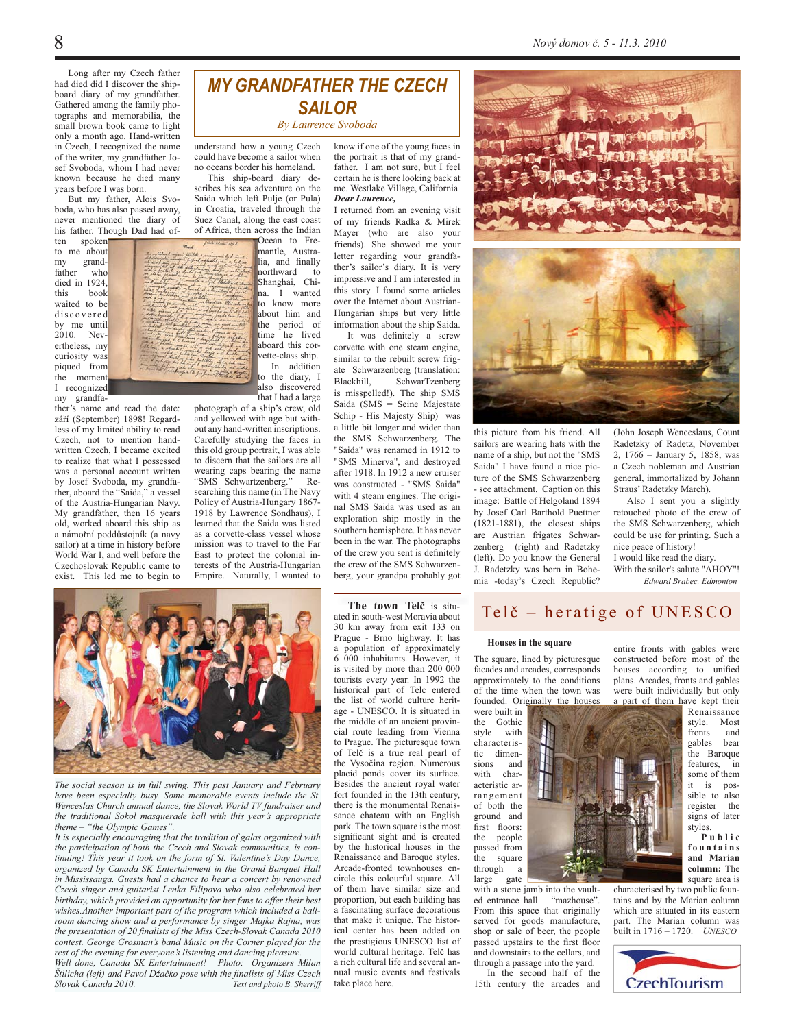# MY GRANDFATHER THE CZECH SAILOR

*By Laurence Svoboda*

Long after my Czech father had died did I discover the shipboard diary of my grandfather. Gathered among the family photographs and memorabilia, the small brown book came to light only a month ago. Hand-written in Czech, I recognized the name of the writer, my grandfather Josef Svoboda, whom I had never known because he died many years before I was born.

But my father, Alois Svoboda, who has also passed away, never mentioned the diary of his father. Though Dad had often spoken to me about my grandfather who died in 1924, this book waited to be discovered by me until 2010. Nevertheless, my curiosity was piqued from the moment I recognized my grandfather's name and read the date: září (September) 1898! Regardless of my limited ability to read Czech, not to mention handwritten Czech, I became excited to realize that what I possessed was a personal account written by Josef Svoboda, my grandfather, aboard the "Saida," a vessel of the Austria-Hungarian Navy. My grandfather, then 16 years old, worked aboard this ship as a námořní poddůstojník (a navy sailor) at a time in history before World War I, and well before the Czechoslovak Republic came to exist. This led me to begin to understand how a young Czech could have become a sailor when no oceans border his homeland.

This ship-board diary describes his sea adventure on the Saida which left Pulje (or Pula) in Croatia, traveled through the Suez Canal, along the east coast of Africa, then across the Indian Ocean to Fremantle, Australia, and finally northward to Shanghai, China. I wanted to know more about him and the period of time he lived aboard this corvette-class ship.

In addition to the diary, I also discovered that I had a large photograph of a ship's crew, old and yellowed with age but without any hand-written inscriptions. Carefully studying the faces in this old group portrait, I was able to discern that the sailors are all wearing caps bearing the name "SMS Schwartzenberg." Researching this name (in The Navy Policy of Austria-Hungary 1867-1918 by Lawrence Sondhaus), I learned that the Saida was listed as a corvette-class vessel whose mission was to travel to the Far East to protect the colonial interests of the Austria-Hungarian Empire. Naturally, I wanted to know if one of the young faces in the portrait is that of my grandfather. I am not sure, but I feel certain he is there looking back at me. Westlake Village, California

***Dear Laurence,***

I returned from an evening visit of my friends Radka & Mirek Mayer (who are also your friends). She showed me your letter regarding your grandfather's sailor's diary. It is very impressive and I am interested in this story. I found some articles over the Internet about Austrian-Hungarian ships but very little information about the ship Saida.

It was definitely a screw corvette with one steam engine, similar to the rebuilt screw frigate Schwarzenberg (translation: Blackhill, SchwarTzenberg is misspelled!). The ship SMS Saida (SMS = Seine Majestate Schip - His Majesty Ship) was a little bit longer and wider than the SMS Schwarzenberg. The "Saida" was renamed in 1912 to "SMS Minerva", and destroyed after 1918. In 1912 a new cruiser was constructed - "SMS Saida" with 4 steam engines. The original SMS Saida was used as an exploration ship mostly in the southern hemisphere. It has never been in the war. The photographs of the crew you sent is definitely the crew of the SMS Schwarzenberg, your grandpa probably got this picture from his friend. All sailors are wearing hats with the name of a ship, but not the "SMS Saida" I have found a nice picture of the SMS Schwarzenberg - see attachment. Caption on this image: Battle of Helgoland 1894 by Josef Carl Barthold Puettner (1821-1881), the closest ships are Austrian frigates Schwarzenberg (right) and Radetzky (left). Do you know the General J. Radetzky was born in Bohemia -today's Czech Republic? (John Joseph Wenceslaus, Count Radetzky of Radetz, November 2, 1766 – January 5, 1858, was a Czech nobleman and Austrian general, immortalized by Johann Straus' Radetzky March).

Also I sent you a slightly retouched photo of the crew of the SMS Schwarzenberg, which could be use for printing. Such a nice peace of history!

I would like read the diary.

With the sailor's salute "AHOY"!

*Edward Brabec, Edmonton*

---

*The social season is in full swing. This past January and February have been especially busy. Some memorable events include the St. Wenceslas Church annual dance, the Slovak World TV fundraiser and the traditional Sokol masquerade ball with this year's appropriate theme – "the Olympic Games".*

*It is especially encouraging that the tradition of galas organized with the participation of both the Czech and Slovak communities, is continuing! This year it took on the form of St. Valentine's Day Dance, organized by Canada SK Entertainment in the Grand Banquet Hall in Mississauga. Guests had a chance to hear a concert by renowned Czech singer and guitarist Lenka Filipova who also celebrated her birthday, which provided an opportunity for her fans to offer their best wishes.Another important part of the program which included a ballroom dancing show and a performance by singer Majka Rajna, was the presentation of 20 finalists of the Miss Czech-Slovak Canada 2010 contest. George Grosman's band Music on the Corner played for the rest of the evening for everyone's listening and dancing pleasure.*

*Well done, Canada SK Entertainment! Photo: Organizers Milan Štilicha (left) and Pavol Džačko pose with the finalists of Miss Czech Slovak Canada 2010.* *Text and photo B. Sherriff*

---

**The town Telč** is situated in south-west Moravia about 30 km away from exit 133 on Prague - Brno highway. It has a population of approximately 6 000 inhabitants. However, it is visited by more than 200 000 tourists every year. In 1992 the historical part of Telc entered the list of world culture heritage - UNESCO. It is situated in the middle of an ancient provincial route leading from Vienna to Prague. The picturesque town of Telč is a true real pearl of the Vysočina region. Numerous placid ponds cover its surface. Besides the ancient royal water fort founded in the 13th century, there is the monumental Renaissance chateau with an English park. The town square is the most significant sight and is created by the historical houses in the Renaissance and Baroque styles. Arcade-fronted townhouses encircle this colourful square. All of them have similar size and proportion, but each building has a fascinating surface decorations that make it unique. The historical center has been added on the prestigious UNESCO list of world cultural heritage. Telč has a rich cultural life and several annual music events and festivals take place here.

## Telč – heratige of UNESCO

### Houses in the square

The square, lined by picturesque facades and arcades, corresponds approximately to the conditions of the time when the town was founded. Originally the houses were built in the Gothic style with characteristic dimensions and with characteristic arrangement of both the ground and first floors: the people passed from the square through a large gate with a stone jamb into the vaulted entrance hall – "mazhouse". From this space that originally served for goods manufacture, shop or sale of beer, the people passed upstairs to the first floor and downstairs to the cellars, and through a passage into the yard.

In the second half of the 15th century the arcades and entire fronts with gables were constructed before most of the houses according to unified plans. Arcades, fronts and gables were built individually but only a part of them have kept their Renaissance style. Most fronts and gables bear the Baroque features, in some of them it is possible to also register the signs of later styles.

**Public fountains and Marian column:** The square area is characterised by two public fountains and by the Marian column which are situated in its eastern part. The Marian column was built in 1716 – 1720. *UNESCO*

CzechTourism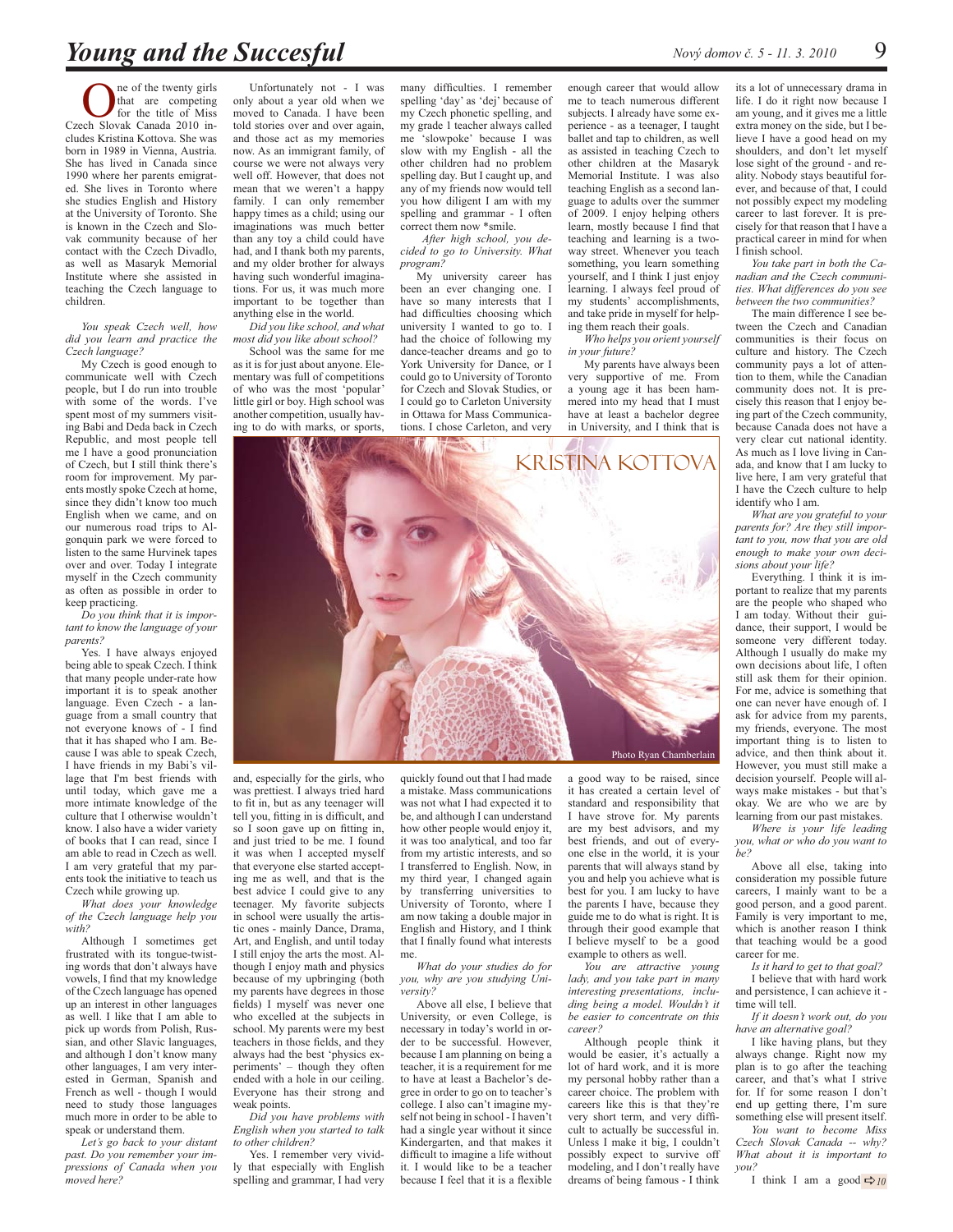# Young and the Succesful

One of the twenty girls that are competing for the title of Miss Czech Slovak Canada 2010 includes Kristina Kottova. She was born in 1989 in Vienna, Austria. She has lived in Canada since 1990 where her parents emigrated. She lives in Toronto where she studies English and History at the University of Toronto. She is known in the Czech and Slovak community because of her contact with the Czech Divadlo, as well as Masaryk Memorial Institute where she assisted in teaching the Czech language to children.

*You speak Czech well, how did you learn and practice the Czech language?*

My Czech is good enough to communicate well with Czech people, but I do run into trouble with some of the words. I've spent most of my summers visiting Babi and Deda back in Czech Republic, and most people tell me I have a good pronunciation of Czech, but I still think there's room for improvement. My parents mostly spoke Czech at home, since they didn't know too much English when we came, and on our numerous road trips to Algonquin park we were forced to listen to the same Hurvinek tapes over and over. Today I integrate myself in the Czech community as often as possible in order to keep practicing.

*Do you think that it is important to know the language of your parents?*

Yes. I have always enjoyed being able to speak Czech. I think that many people under-rate how important it is to speak another language. Even Czech - a language from a small country that not everyone knows of - I find that it has shaped who I am. Because I was able to speak Czech, I have friends in my Babi's village that I'm best friends with until today, which gave me a more intimate knowledge of the culture that I otherwise wouldn't know. I also have a wider variety of books that I can read, since I am able to read in Czech as well. I am very grateful that my parents took the initiative to teach us Czech while growing up.

*What does your knowledge of the Czech language help you with?*

Although I sometimes get frustrated with its tongue-twisting words that don't always have vowels, I find that my knowledge of the Czech language has opened up an interest in other languages as well. I like that I am able to pick up words from Polish, Russian, and other Slavic languages, and although I don't know many other languages, I am very interested in German, Spanish and French as well - though I would need to study those languages much more in order to be able to speak or understand them.

*Let's go back to your distant past. Do you remember your impressions of Canada when you moved here?*

Unfortunately not - I was only about a year old when we moved to Canada. I have been told stories over and over again, and those act as my memories now. As an immigrant family, of course we were not always very well off. However, that does not mean that we weren't a happy family. I can only remember happy times as a child; using our imaginations was much better than any toy a child could have had, and I thank both my parents, and my older brother for always having such wonderful imaginations. For us, it was much more important to be together than anything else in the world.

*Did you like school, and what most did you like about school?*

School was the same for me as it is for just about anyone. Elementary was full of competitions of who was the most 'popular' little girl or boy. High school was another competition, usually having to do with marks, or sports, and, especially for the girls, who was prettiest. I always tried hard to fit in, but as any teenager will tell you, fitting in is difficult, and so I soon gave up on fitting in, and just tried to be me. I found it was when I accepted myself that everyone else started accepting me as well, and that is the best advice I could give to any teenager. My favorite subjects in school were usually the artistic ones - mainly Dance, Drama, Art, and English, and until today I still enjoy the arts the most. Although I enjoy math and physics because of my upbringing (both my parents have degrees in those fields) I myself was never one who excelled at the subjects in school. My parents were my best teachers in those fields, and they always had the best 'physics experiments' – though they often ended with a hole in our ceiling. Everyone has their strong and weak points.

*Did you have problems with English when you started to talk to other children?*

Yes. I remember very vividly that especially with English spelling and grammar, I had very many difficulties. I remember spelling 'day' as 'dej' because of my Czech phonetic spelling, and my grade 1 teacher always called me 'slowpoke' because I was slow with my English - all the other children had no problem spelling day. But I caught up, and any of my friends now would tell you how diligent I am with my spelling and grammar - I often correct them now *smile.

*After high school, you decided to go to University. What program?*

My university career has been an ever changing one. I have so many interests that I had difficulties choosing which university I wanted to go to. I had the choice of following my dance-teacher dreams and go to York University for Dance, or I could go to University of Toronto for Czech and Slovak Studies, or I could go to Carleton University in Ottawa for Mass Communications. I chose Carleton, and very quickly found out that I had made a mistake. Mass communications was not what I had expected it to be, and although I can understand how other people would enjoy it, it was too analytical, and too far from my artistic interests, and so I transferred to English. Now, in my third year, I changed again by transferring universities to University of Toronto, where I am now taking a double major in English and History, and I think that I finally found what interests me.

*What do your studies do for you, why are you studying University?*

Above all else, I believe that University, or even College, is necessary in today's world in order to be successful. However, because I am planning on being a teacher, it is a requirement for me to have at least a Bachelor's degree in order to go on to teacher's college. I also can't imagine myself not being in school - I haven't had a single year without it since Kindergarten, and that makes it difficult to imagine a life without it. I would like to be a teacher because I feel that it is a flexible enough career that would allow me to teach numerous different subjects. I already have some experience - as a teenager, I taught ballet and tap to children, as well as assisted in teaching Czech to other children at the Masaryk Memorial Institute. I was also teaching English as a second language to adults over the summer of 2009. I enjoy helping others learn, mostly because I find that teaching and learning is a two-way street. Whenever you teach something, you learn something yourself, and I think I just enjoy learning. I always feel proud of my students' accomplishments, and take pride in myself for helping them reach their goals.

*Who helps you orient yourself in your future?*

My parents have always been very supportive of me. From a young age it has been hammered into my head that I must have at least a bachelor degree in University, and I think that is a good way to be raised, since it has created a certain level of standard and responsibility that I have strove for. My parents are my best advisors, and my best friends, and out of everyone else in the world, it is your parents that will always stand by you and help you achieve what is best for you. I am lucky to have the parents I have, because they guide me to do what is right. It is through their good example that I believe myself to be a good example to others as well.

*You are attractive young lady, and you take part in many interesting presentations, including being a model. Wouldn't it be easier to concentrate on this career?*

Although people think it would be easier, it's actually a lot of hard work, and it is more my personal hobby rather than a career choice. The problem with careers like this is that they're very short term, and very difficult to actually be successful in. Unless I make it big, I couldn't possibly expect to survive off modeling, and I don't really have dreams of being famous - I think its a lot of unnecessary drama in life. I do it right now because I am young, and it gives me a little extra money on the side, but I believe I have a good head on my shoulders, and don't let myself lose sight of the ground - and reality. Nobody stays beautiful forever, and because of that, I could not possibly expect my modeling career to last forever. It is precisely for that reason that I have a practical career in mind for when I finish school.

*You take part in both the Canadian and the Czech communities. What differences do you see between the two communities?*

The main difference I see between the Czech and Canadian communities is their focus on culture and history. The Czech community pays a lot of attention to them, while the Canadian community does not. It is precisely this reason that I enjoy being part of the Czech community, because Canada does not have a very clear cut national identity. As much as I love living in Canada, and know that I am lucky to live here, I am very grateful that I have the Czech culture to help identify who I am.

*What are you grateful to your parents for? Are they still important to you, now that you are old enough to make your own decisions about your life?*

Everything. I think it is important to realize that my parents are the people who shaped who I am today. Without their guidance, their support, I would be someone very different today. Although I usually do make my own decisions about life, I often still ask them for their opinion. For me, advice is something that one can never have enough of. I ask for advice from my parents, my friends, everyone. The most important thing is to listen to advice, and then think about it. However, you must still make a decision yourself. People will always make mistakes - but that's okay. We are who we are by learning from our past mistakes.

*Where is your life leading you, what or who do you want to be?*

Above all else, taking into consideration my possible future careers, I mainly want to be a good person, and a good parent. Family is very important to me, which is another reason I think that teaching would be a good career for me.

*Is it hard to get to that goal?*

I believe that with hard work and persistence, I can achieve it - time will tell.

*If it doesn't work out, do you have an alternative goal?*

I like having plans, but they always change. Right now my plan is to go after the teaching career, and that's what I strive for. If for some reason I don't end up getting there, I'm sure something else will present itself.

*You want to become Miss Czech Slovak Canada -- why? What about it is important to you?*

I think I am a good ➪ *10*

KRISTINA KOTTOVA

Photo Ryan Chamberlain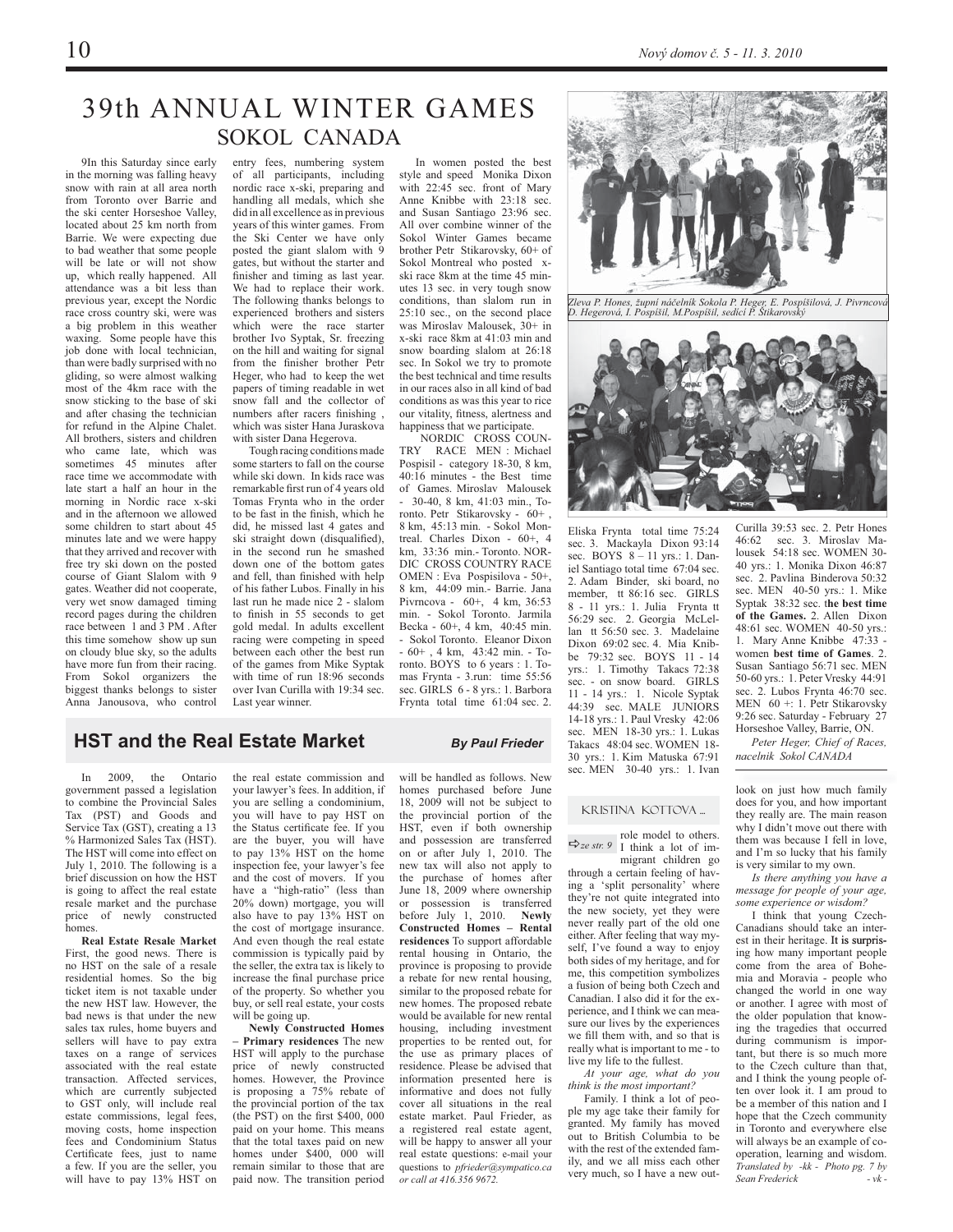# 39th ANNUAL WINTER GAMES
## SOKOL CANADA

9In this Saturday since early in the morning was falling heavy snow with rain at all area north from Toronto over Barrie and the ski center Horseshoe Valley, located about 25 km north from Barrie. We were expecting due to bad weather that some people will be late or will not show up, which really happened. All attendance was a bit less than previous year, except the Nordic race cross country ski, were was a big problem in this weather waxing. Some people have this job done with local technician, than were badly surprised with no gliding, so were almost walking most of the 4km race with the snow sticking to the base of ski and after chasing the technician for refund in the Alpine Chalet. All brothers, sisters and children who came late, which was sometimes 45 minutes after race time we accommodate with late start a half an hour in the morning in Nordic race x-ski and in the afternoon we allowed some children to start about 45 minutes late and we were happy that they arrived and recover with free try ski down on the posted course of Giant Slalom with 9 gates. Weather did not cooperate, very wet snow damaged timing record pages during the children race between 1 and 3 PM . After this time somehow show up sun on cloudy blue sky, so the adults have more fun from their racing. From Sokol organizers the biggest thanks belongs to sister Anna Janousova, who control entry fees, numbering system of all participants, including nordic race x-ski, preparing and handling all medals, which she did in all excellence as in previous years of this winter games. From the Ski Center we have only posted the giant slalom with 9 gates, but without the starter and finisher and timing as last year. We had to replace their work. The following thanks belongs to experienced brothers and sisters which were the race starter brother Ivo Syptak, Sr. freezing on the hill and waiting for signal from the finisher brother Petr Heger, who had to keep the wet papers of timing readable in wet snow fall and the collector of numbers after racers finishing , which was sister Hana Juraskova with sister Dana Hegerova.

Tough racing conditions made some starters to fall on the course while ski down. In kids race was remarkable first run of 4 years old Tomas Frynta who in the order to be fast in the finish, which he did, he missed last 4 gates and ski straight down (disqualified), in the second run he smashed down one of the bottom gates and fell, than finished with help of his father Lubos. Finally in his last run he made nice 2 - slalom to finish in 55 seconds to get gold medal. In adults excellent racing were competing in speed between each other the best run of the games from Mike Syptak with time of run 18:96 seconds over Ivan Curilla with 19:34 sec. Last year winner.

In women posted the best style and speed Monika Dixon with 22:45 sec. front of Mary Anne Knibbe with 23:18 sec. and Susan Santiago 23:96 sec. All over combine winner of the Sokol Winter Games became brother Petr Stikarovsky, 60+ of Sokol Montreal who posted x-ski race 8km at the time 45 minutes 13 sec. in very tough snow conditions, than slalom run in 25:10 sec., on the second place was Miroslav Malousek, 30+ in x-ski race 8km at 41:03 min and snow boarding slalom at 26:18 sec. In Sokol we try to promote the best technical and time results in our races also in all kind of bad conditions as was this year to rice our vitality, fitness, alertness and happiness that we participate.

NORDIC CROSS COUNTRY RACE MEN : Michael Pospisil - category 18-30, 8 km, 40:16 minutes - the Best time of Games. Miroslav Malousek - 30-40, 8 km, 41:03 min., Toronto. Petr Stikarovsky - 60+ , 8 km, 45:13 min. - Sokol Montreal. Charles Dixon - 60+, 4 km, 33:36 min.- Toronto. NORDIC CROSS COUNTRY RACE OMEN : Eva Pospisilova - 50+, 8 km, 44:09 min.- Barrie. Jana Pivrncova - 60+, 4 km, 36:53 min. - Sokol Toronto. Jarmila Becka - 60+, 4 km, 40:45 min. - Sokol Toronto. Eleanor Dixon - 60+ , 4 km, 43:42 min. - Toronto. BOYS to 6 years : 1. Tomas Frynta - 3.run: time 55:56 sec. GIRLS 6 - 8 yrs.: 1. Barbora Frynta total time 61:04 sec. 2. Eliska Frynta total time 75:24 sec. 3. Mackayla Dixon 93:14 sec. BOYS 8 – 11 yrs.: 1. Daniel Santiago total time 67:04 sec. 2. Adam Binder, ski board, no member, tt 86:16 sec. GIRLS 8 - 11 yrs.: 1. Julia Frynta tt 56:29 sec. 2. Georgia McLellan tt 56:50 sec. 3. Madelaine Dixon 69:02 sec. 4. Mia Knibbe 79:32 sec. BOYS 11 - 14 yrs.: 1. Timothy Takacs 72:38 sec. - on snow board. GIRLS 11 - 14 yrs.: 1. Nicole Syptak 44:39 sec. MALE JUNIORS 14-18 yrs.: 1. Paul Vresky 42:06 sec. MEN 18-30 yrs.: 1. Lukas Takacs 48:04 sec. WOMEN 18-30 yrs.: 1. Kim Matuska 67:91 sec. MEN 30-40 yrs.: 1. Ivan Curilla 39:53 sec. 2. Petr Hones 46:62 sec. 3. Miroslav Malousek 54:18 sec. WOMEN 30-40 yrs.: 1. Monika Dixon 46:87 sec. 2. Pavlina Binderova 50:32 sec. MEN 40-50 yrs.: 1. Mike Syptak 38:32 sec. **the best time of the Games.** 2. Allen Dixon 48:61 sec. WOMEN 40-50 yrs.: 1. Mary Anne Knibbe 47:33 - women **best time of Games**. 2. Susan Santiago 56:71 sec. MEN 50-60 yrs.: 1. Peter Vresky 44:91 sec. 2. Lubos Frynta 46:70 sec. MEN 60 +: 1. Petr Stikarovsky 9:26 sec. Saturday - February 27 Horseshoe Valley, Barrie, ON.

*Peter Heger, Chief of Races, nacelnik Sokol CANADA*

*Zleva P. Hones, župní náčelník Sokola P. Heger, E. Pospíšilová, J. Pivrncová D. Hegerová, I. Pospíšil, M.Pospíšil, sedící P. Štikarovský*

## HST and the Real Estate Market

*By Paul Frieder*

In 2009, the Ontario government passed a legislation to combine the Provincial Sales Tax (PST) and Goods and Service Tax (GST), creating a 13 % Harmonized Sales Tax (HST). The HST will come into effect on July 1, 2010. The following is a brief discussion on how the HST is going to affect the real estate resale market and the purchase price of newly constructed homes.

**Real Estate Resale Market** First, the good news. There is no HST on the sale of a resale residential homes. So the big ticket item is not taxable under the new HST law. However, the bad news is that under the new sales tax rules, home buyers and sellers will have to pay extra taxes on a range of services associated with the real estate transaction. Affected services, which are currently subjected to GST only, will include real estate commissions, legal fees, moving costs, home inspection fees and Condominium Status Certificate fees, just to name a few. If you are the seller, you will have to pay 13% HST on the real estate commission and your lawyer's fees. In addition, if you are selling a condominium, you will have to pay HST on the Status certificate fee. If you are the buyer, you will have to pay 13% HST on the home inspection fee, your lawyer's fee and the cost of movers. If you have a "high-ratio" (less than 20% down) mortgage, you will also have to pay 13% HST on the cost of mortgage insurance. And even though the real estate commission is typically paid by the seller, the extra tax is likely to increase the final purchase price of the property. So whether you buy, or sell real estate, your costs will be going up.

**Newly Constructed Homes – Primary residences** The new HST will apply to the purchase price of newly constructed homes. However, the Province is proposing a 75% rebate of the provincial portion of the tax (the PST) on the first $400, 000 paid on your home. This means that the total taxes paid on new homes under $400, 000 will remain similar to those that are paid now. The transition period will be handled as follows. New homes purchased before June 18, 2009 will not be subject to the provincial portion of the HST, even if both ownership and possession are transferred on or after July 1, 2010. The new tax will also not apply to the purchase of homes after June 18, 2009 where ownership or possession is transferred before July 1, 2010. **Newly Constructed Homes – Rental residences** To support affordable rental housing in Ontario, the province is proposing to provide a rebate for new rental housing, similar to the proposed rebate for new homes. The proposed rebate would be available for new rental housing, including investment properties to be rented out, for the use as primary places of residence. Please be advised that information presented here is informative and does not fully cover all situations in the real estate market. Paul Frieder, as a registered real estate agent, will be happy to answer all your real estate questions: *e-mail your questions to pfrieder@sympatico.ca or call at 416.356 9672.*

## KRISTINA KOTTOVA ...

*ze str. 9* role model to others. I think a lot of immigrant children go through a certain feeling of having a 'split personality' where they're not quite integrated into the new society, yet they were never really part of the old one either. After feeling that way myself, I've found a way to enjoy both sides of my heritage, and for me, this competition symbolizes a fusion of being both Czech and Canadian. I also did it for the experience, and I think we can measure our lives by the experiences we fill them with, and so that is really what is important to me - to live my life to the fullest.

*At your age, what do you think is the most important?*

Family. I think a lot of people my age take their family for granted. My family has moved out to British Columbia to be with the rest of the extended family, and we all miss each other very much, so I have a new outlook on just how much family does for you, and how important they really are. The main reason why I didn't move out there with them was because I fell in love, and I'm so lucky that his family is very similar to my own.

*Is there anything you have a message for people of your age, some experience or wisdom?*

I think that young Czech-Canadians should take an interest in their heritage. It is surprising how many important people come from the area of Bohemia and Moravia - people who changed the world in one way or another. I agree with most of the older population that knowing the tragedies that occurred during communism is important, but there is so much more to the Czech culture than that, and I think the young people often over look it. I am proud to be a member of this nation and I hope that the Czech community in Toronto and everywhere else will always be an example of cooperation, learning and wisdom.

*Translated by -kk - Photo pg. 7 by Sean Frederick* *- vk -*